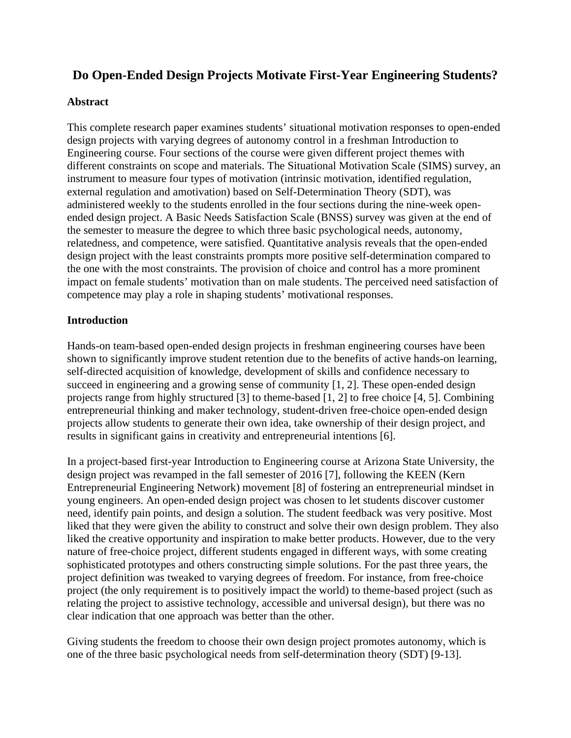# Do Open-Ended Design Projects Motivate First-Year Engineering Students?

## Abstract

This complete research paper examines students' situational motivation responses to open-ended design projects with varying degrees of autonomy control in a freshman Introduction to Engineering course. Four sections of the course were given different project themes with different constraints on scope and materials. The Situational Motivation Scale (SIMS) survey, an instrument to measure four types of motivation (intrinsic motivation, identified regulation, external regulation and amotivation) based on Self-Determination Theory (SDT), was administered weekly to the students enrolled in the four sections during the nine-week open-ended design project. A Basic Needs Satisfaction Scale (BNSS) survey was given at the end of the semester to measure the degree to which three basic psychological needs, autonomy, relatedness, and competence, were satisfied. Quantitative analysis reveals that the open-ended design project with the least constraints prompts more positive self-determination compared to the one with the most constraints. The provision of choice and control has a more prominent impact on female students' motivation than on male students. The perceived need satisfaction of competence may play a role in shaping students' motivational responses.

## Introduction

Hands-on team-based open-ended design projects in freshman engineering courses have been shown to significantly improve student retention due to the benefits of active hands-on learning, self-directed acquisition of knowledge, development of skills and confidence necessary to succeed in engineering and a growing sense of community [1, 2]. These open-ended design projects range from highly structured [3] to theme-based [1, 2] to free choice [4, 5]. Combining entrepreneurial thinking and maker technology, student-driven free-choice open-ended design projects allow students to generate their own idea, take ownership of their design project, and results in significant gains in creativity and entrepreneurial intentions [6].

In a project-based first-year Introduction to Engineering course at Arizona State University, the design project was revamped in the fall semester of 2016 [7], following the KEEN (Kern Entrepreneurial Engineering Network) movement [8] of fostering an entrepreneurial mindset in young engineers. An open-ended design project was chosen to let students discover customer need, identify pain points, and design a solution. The student feedback was very positive. Most liked that they were given the ability to construct and solve their own design problem. They also liked the creative opportunity and inspiration to make better products. However, due to the very nature of free-choice project, different students engaged in different ways, with some creating sophisticated prototypes and others constructing simple solutions. For the past three years, the project definition was tweaked to varying degrees of freedom. For instance, from free-choice project (the only requirement is to positively impact the world) to theme-based project (such as relating the project to assistive technology, accessible and universal design), but there was no clear indication that one approach was better than the other.

Giving students the freedom to choose their own design project promotes autonomy, which is one of the three basic psychological needs from self-determination theory (SDT) [9-13].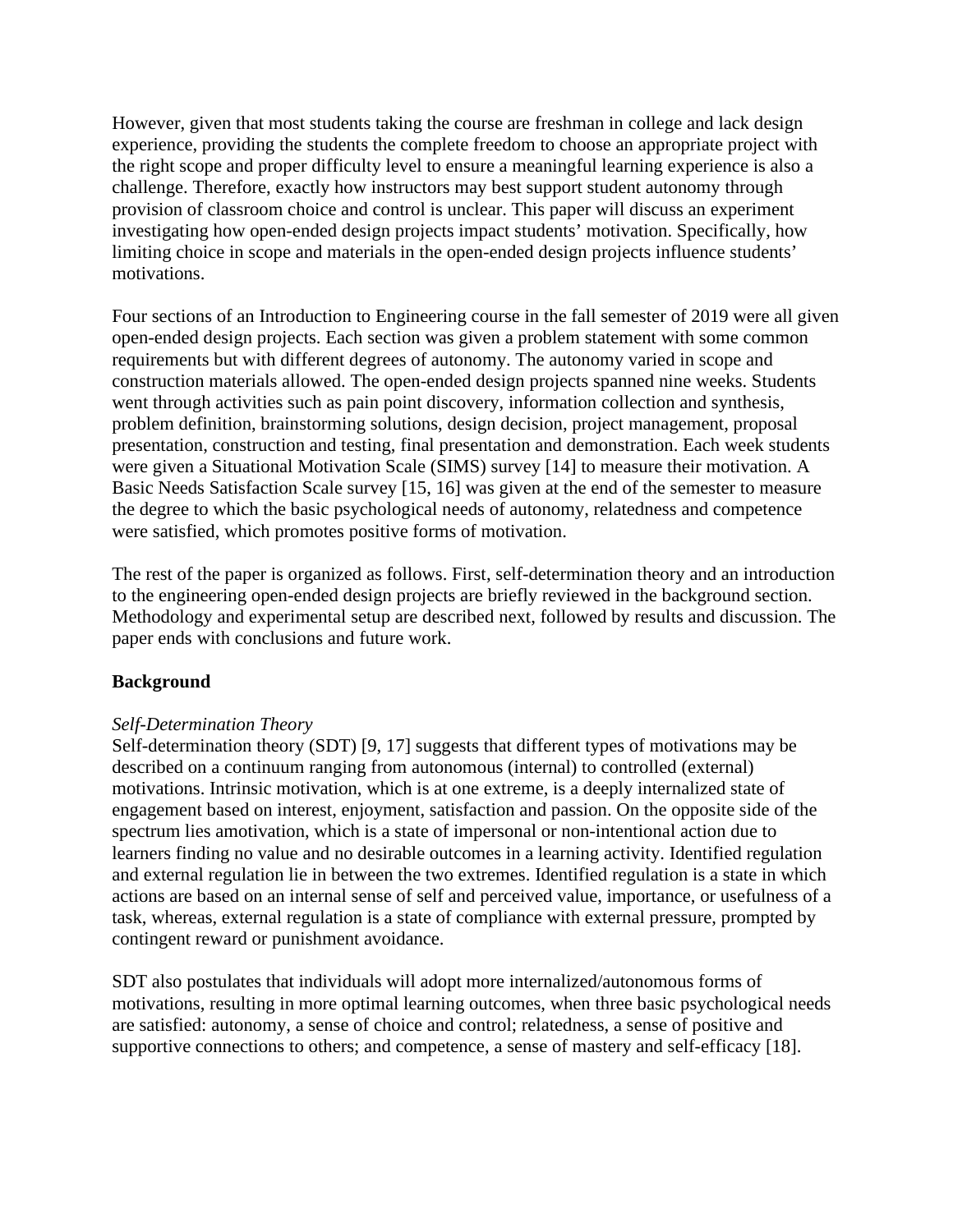However, given that most students taking the course are freshman in college and lack design experience, providing the students the complete freedom to choose an appropriate project with the right scope and proper difficulty level to ensure a meaningful learning experience is also a challenge. Therefore, exactly how instructors may best support student autonomy through provision of classroom choice and control is unclear. This paper will discuss an experiment investigating how open-ended design projects impact students' motivation. Specifically, how limiting choice in scope and materials in the open-ended design projects influence students' motivations.

Four sections of an Introduction to Engineering course in the fall semester of 2019 were all given open-ended design projects. Each section was given a problem statement with some common requirements but with different degrees of autonomy. The autonomy varied in scope and construction materials allowed. The open-ended design projects spanned nine weeks. Students went through activities such as pain point discovery, information collection and synthesis, problem definition, brainstorming solutions, design decision, project management, proposal presentation, construction and testing, final presentation and demonstration. Each week students were given a Situational Motivation Scale (SIMS) survey [14] to measure their motivation. A Basic Needs Satisfaction Scale survey [15, 16] was given at the end of the semester to measure the degree to which the basic psychological needs of autonomy, relatedness and competence were satisfied, which promotes positive forms of motivation.

The rest of the paper is organized as follows. First, self-determination theory and an introduction to the engineering open-ended design projects are briefly reviewed in the background section. Methodology and experimental setup are described next, followed by results and discussion. The paper ends with conclusions and future work.

## Background

### *Self-Determination Theory*

Self-determination theory (SDT) [9, 17] suggests that different types of motivations may be described on a continuum ranging from autonomous (internal) to controlled (external) motivations. Intrinsic motivation, which is at one extreme, is a deeply internalized state of engagement based on interest, enjoyment, satisfaction and passion. On the opposite side of the spectrum lies amotivation, which is a state of impersonal or non-intentional action due to learners finding no value and no desirable outcomes in a learning activity. Identified regulation and external regulation lie in between the two extremes. Identified regulation is a state in which actions are based on an internal sense of self and perceived value, importance, or usefulness of a task, whereas, external regulation is a state of compliance with external pressure, prompted by contingent reward or punishment avoidance.

SDT also postulates that individuals will adopt more internalized/autonomous forms of motivations, resulting in more optimal learning outcomes, when three basic psychological needs are satisfied: autonomy, a sense of choice and control; relatedness, a sense of positive and supportive connections to others; and competence, a sense of mastery and self-efficacy [18].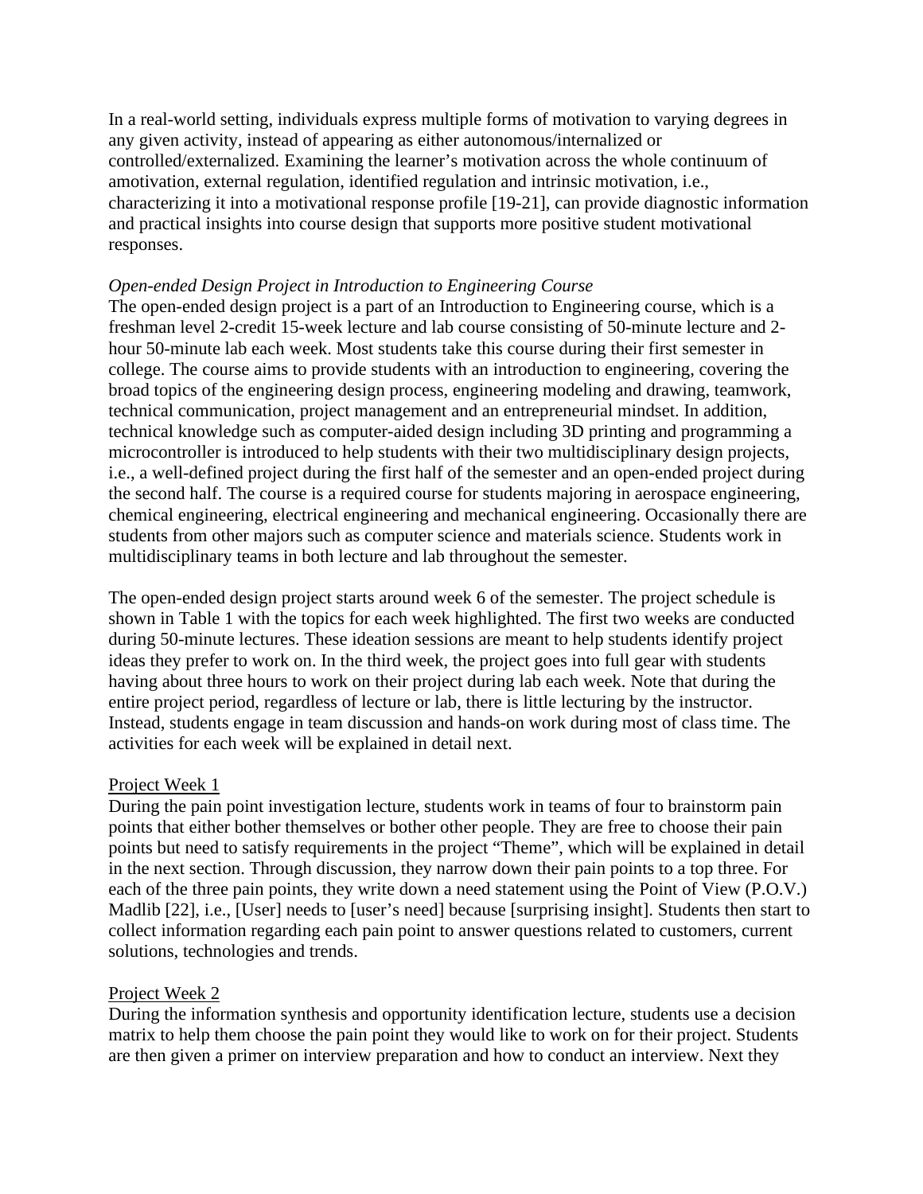In a real-world setting, individuals express multiple forms of motivation to varying degrees in any given activity, instead of appearing as either autonomous/internalized or controlled/externalized. Examining the learner's motivation across the whole continuum of amotivation, external regulation, identified regulation and intrinsic motivation, i.e., characterizing it into a motivational response profile [19-21], can provide diagnostic information and practical insights into course design that supports more positive student motivational responses.

*Open-ended Design Project in Introduction to Engineering Course*

The open-ended design project is a part of an Introduction to Engineering course, which is a freshman level 2-credit 15-week lecture and lab course consisting of 50-minute lecture and 2-hour 50-minute lab each week. Most students take this course during their first semester in college. The course aims to provide students with an introduction to engineering, covering the broad topics of the engineering design process, engineering modeling and drawing, teamwork, technical communication, project management and an entrepreneurial mindset. In addition, technical knowledge such as computer-aided design including 3D printing and programming a microcontroller is introduced to help students with their two multidisciplinary design projects, i.e., a well-defined project during the first half of the semester and an open-ended project during the second half. The course is a required course for students majoring in aerospace engineering, chemical engineering, electrical engineering and mechanical engineering. Occasionally there are students from other majors such as computer science and materials science. Students work in multidisciplinary teams in both lecture and lab throughout the semester.

The open-ended design project starts around week 6 of the semester. The project schedule is shown in Table 1 with the topics for each week highlighted. The first two weeks are conducted during 50-minute lectures. These ideation sessions are meant to help students identify project ideas they prefer to work on. In the third week, the project goes into full gear with students having about three hours to work on their project during lab each week. Note that during the entire project period, regardless of lecture or lab, there is little lecturing by the instructor. Instead, students engage in team discussion and hands-on work during most of class time. The activities for each week will be explained in detail next.

<u>Project Week 1</u>

During the pain point investigation lecture, students work in teams of four to brainstorm pain points that either bother themselves or bother other people. They are free to choose their pain points but need to satisfy requirements in the project "Theme", which will be explained in detail in the next section. Through discussion, they narrow down their pain points to a top three. For each of the three pain points, they write down a need statement using the Point of View (P.O.V.) Madlib [22], i.e., [User] needs to [user's need] because [surprising insight]. Students then start to collect information regarding each pain point to answer questions related to customers, current solutions, technologies and trends.

<u>Project Week 2</u>

During the information synthesis and opportunity identification lecture, students use a decision matrix to help them choose the pain point they would like to work on for their project. Students are then given a primer on interview preparation and how to conduct an interview. Next they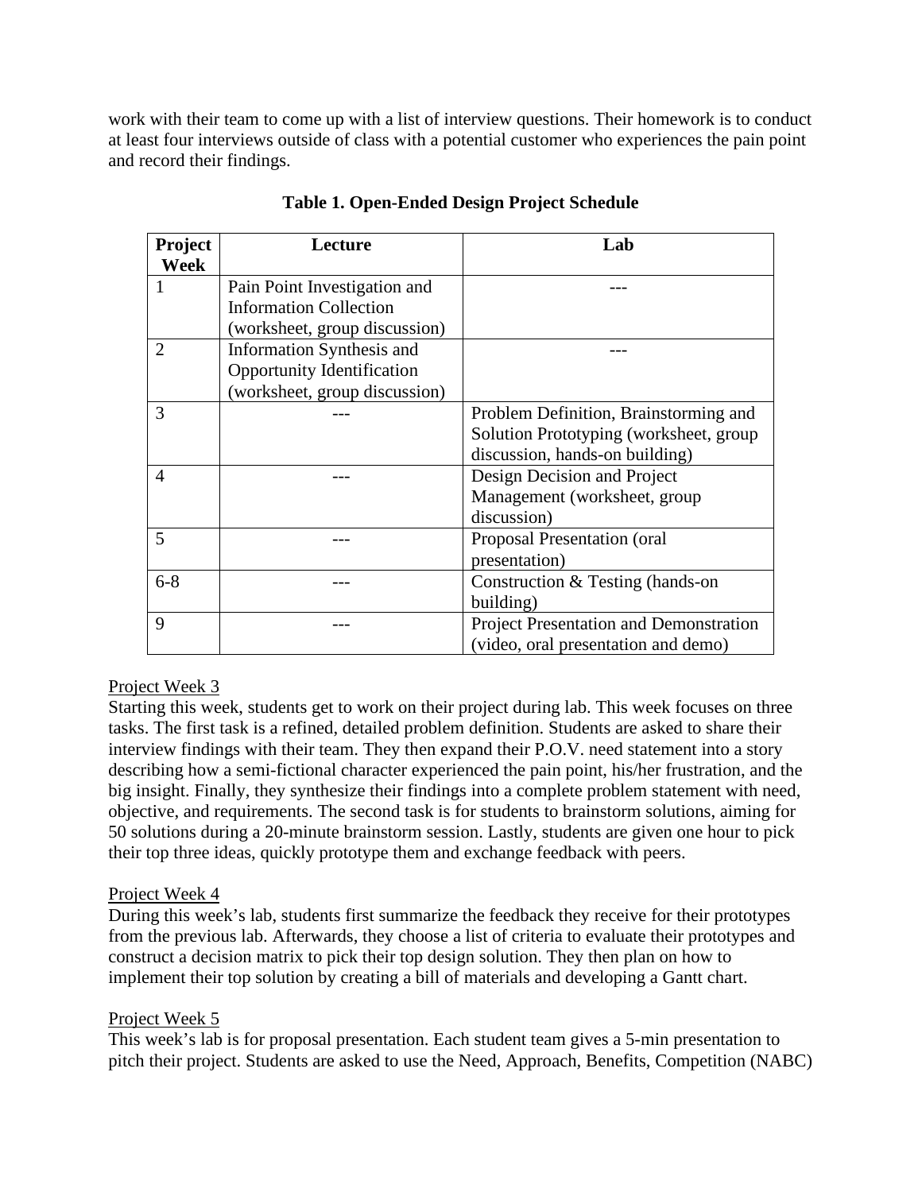work with their team to come up with a list of interview questions. Their homework is to conduct at least four interviews outside of class with a potential customer who experiences the pain point and record their findings.

**Table 1. Open-Ended Design Project Schedule**

| Project Week | Lecture | Lab |
|---|---|---|
| 1 | Pain Point Investigation and Information Collection (worksheet, group discussion) | --- |
| 2 | Information Synthesis and Opportunity Identification (worksheet, group discussion) | --- |
| 3 | --- | Problem Definition, Brainstorming and Solution Prototyping (worksheet, group discussion, hands-on building) |
| 4 | --- | Design Decision and Project Management (worksheet, group discussion) |
| 5 | --- | Proposal Presentation (oral presentation) |
| 6-8 | --- | Construction & Testing (hands-on building) |
| 9 | --- | Project Presentation and Demonstration (video, oral presentation and demo) |

<u>Project Week 3</u>

Starting this week, students get to work on their project during lab. This week focuses on three tasks. The first task is a refined, detailed problem definition. Students are asked to share their interview findings with their team. They then expand their P.O.V. need statement into a story describing how a semi-fictional character experienced the pain point, his/her frustration, and the big insight. Finally, they synthesize their findings into a complete problem statement with need, objective, and requirements. The second task is for students to brainstorm solutions, aiming for 50 solutions during a 20-minute brainstorm session. Lastly, students are given one hour to pick their top three ideas, quickly prototype them and exchange feedback with peers.

<u>Project Week 4</u>

During this week's lab, students first summarize the feedback they receive for their prototypes from the previous lab. Afterwards, they choose a list of criteria to evaluate their prototypes and construct a decision matrix to pick their top design solution. They then plan on how to implement their top solution by creating a bill of materials and developing a Gantt chart.

<u>Project Week 5</u>

This week's lab is for proposal presentation. Each student team gives a 5-min presentation to pitch their project. Students are asked to use the Need, Approach, Benefits, Competition (NABC)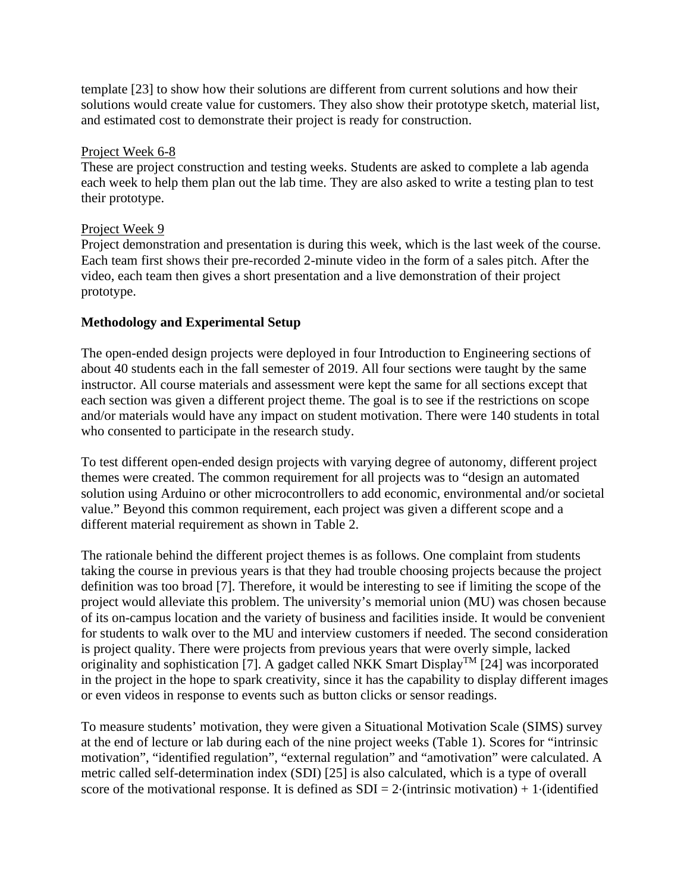template [23] to show how their solutions are different from current solutions and how their solutions would create value for customers. They also show their prototype sketch, material list, and estimated cost to demonstrate their project is ready for construction.

<u>Project Week 6-8</u>
These are project construction and testing weeks. Students are asked to complete a lab agenda each week to help them plan out the lab time. They are also asked to write a testing plan to test their prototype.

<u>Project Week 9</u>
Project demonstration and presentation is during this week, which is the last week of the course. Each team first shows their pre-recorded 2-minute video in the form of a sales pitch. After the video, each team then gives a short presentation and a live demonstration of their project prototype.

**Methodology and Experimental Setup**

The open-ended design projects were deployed in four Introduction to Engineering sections of about 40 students each in the fall semester of 2019. All four sections were taught by the same instructor. All course materials and assessment were kept the same for all sections except that each section was given a different project theme. The goal is to see if the restrictions on scope and/or materials would have any impact on student motivation. There were 140 students in total who consented to participate in the research study.

To test different open-ended design projects with varying degree of autonomy, different project themes were created. The common requirement for all projects was to "design an automated solution using Arduino or other microcontrollers to add economic, environmental and/or societal value." Beyond this common requirement, each project was given a different scope and a different material requirement as shown in Table 2.

The rationale behind the different project themes is as follows. One complaint from students taking the course in previous years is that they had trouble choosing projects because the project definition was too broad [7]. Therefore, it would be interesting to see if limiting the scope of the project would alleviate this problem. The university's memorial union (MU) was chosen because of its on-campus location and the variety of business and facilities inside. It would be convenient for students to walk over to the MU and interview customers if needed. The second consideration is project quality. There were projects from previous years that were overly simple, lacked originality and sophistication [7]. A gadget called NKK Smart Display™ [24] was incorporated in the project in the hope to spark creativity, since it has the capability to display different images or even videos in response to events such as button clicks or sensor readings.

To measure students' motivation, they were given a Situational Motivation Scale (SIMS) survey at the end of lecture or lab during each of the nine project weeks (Table 1). Scores for "intrinsic motivation", "identified regulation", "external regulation" and "amotivation" were calculated. A metric called self-determination index (SDI) [25] is also calculated, which is a type of overall score of the motivational response. It is defined as SDI = 2·(intrinsic motivation) + 1·(identified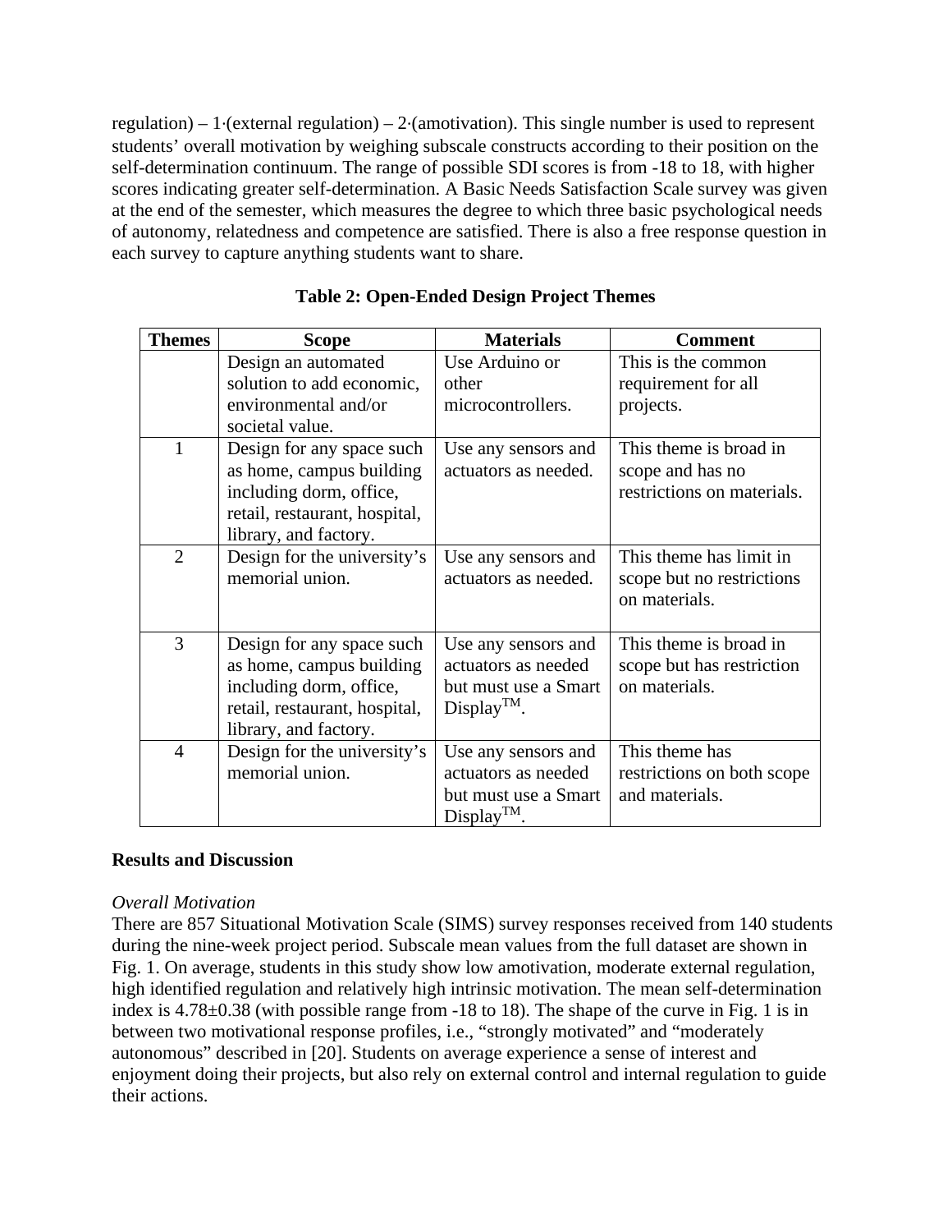regulation) – 1·(external regulation) – 2·(amotivation). This single number is used to represent students' overall motivation by weighing subscale constructs according to their position on the self-determination continuum. The range of possible SDI scores is from -18 to 18, with higher scores indicating greater self-determination. A Basic Needs Satisfaction Scale survey was given at the end of the semester, which measures the degree to which three basic psychological needs of autonomy, relatedness and competence are satisfied. There is also a free response question in each survey to capture anything students want to share.

**Table 2: Open-Ended Design Project Themes**

| Themes | Scope | Materials | Comment |
|---|---|---|---|
| | Design an automated solution to add economic, environmental and/or societal value. | Use Arduino or other microcontrollers. | This is the common requirement for all projects. |
| 1 | Design for any space such as home, campus building including dorm, office, retail, restaurant, hospital, library, and factory. | Use any sensors and actuators as needed. | This theme is broad in scope and has no restrictions on materials. |
| 2 | Design for the university's memorial union. | Use any sensors and actuators as needed. | This theme has limit in scope but no restrictions on materials. |
| 3 | Design for any space such as home, campus building including dorm, office, retail, restaurant, hospital, library, and factory. | Use any sensors and actuators as needed but must use a Smart Display™. | This theme is broad in scope but has restriction on materials. |
| 4 | Design for the university's memorial union. | Use any sensors and actuators as needed but must use a Smart Display™. | This theme has restrictions on both scope and materials. |

## Results and Discussion

*Overall Motivation*

There are 857 Situational Motivation Scale (SIMS) survey responses received from 140 students during the nine-week project period. Subscale mean values from the full dataset are shown in Fig. 1. On average, students in this study show low amotivation, moderate external regulation, high identified regulation and relatively high intrinsic motivation. The mean self-determination index is $4.78 \pm 0.38$ (with possible range from -18 to 18). The shape of the curve in Fig. 1 is in between two motivational response profiles, i.e., "strongly motivated" and "moderately autonomous" described in [20]. Students on average experience a sense of interest and enjoyment doing their projects, but also rely on external control and internal regulation to guide their actions.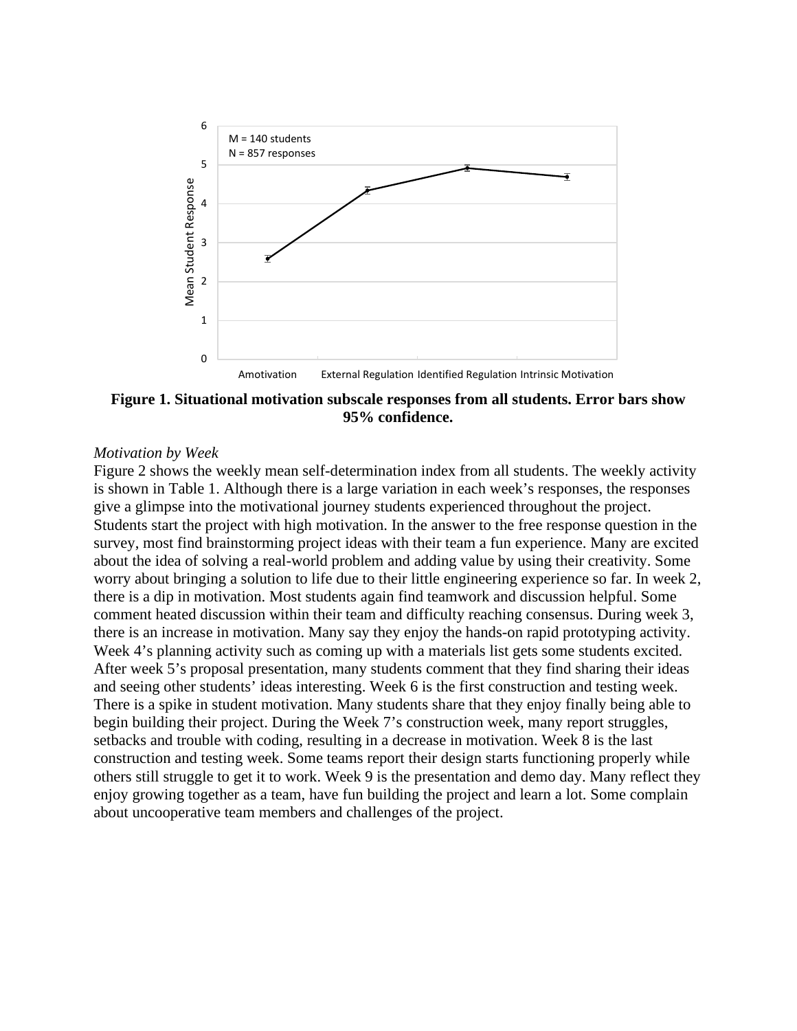**Figure 1. Situational motivation subscale responses from all students. Error bars show 95% confidence.**

*Motivation by Week*

Figure 2 shows the weekly mean self-determination index from all students. The weekly activity is shown in Table 1. Although there is a large variation in each week's responses, the responses give a glimpse into the motivational journey students experienced throughout the project. Students start the project with high motivation. In the answer to the free response question in the survey, most find brainstorming project ideas with their team a fun experience. Many are excited about the idea of solving a real-world problem and adding value by using their creativity. Some worry about bringing a solution to life due to their little engineering experience so far. In week 2, there is a dip in motivation. Most students again find teamwork and discussion helpful. Some comment heated discussion within their team and difficulty reaching consensus. During week 3, there is an increase in motivation. Many say they enjoy the hands-on rapid prototyping activity. Week 4's planning activity such as coming up with a materials list gets some students excited. After week 5's proposal presentation, many students comment that they find sharing their ideas and seeing other students' ideas interesting. Week 6 is the first construction and testing week. There is a spike in student motivation. Many students share that they enjoy finally being able to begin building their project. During the Week 7's construction week, many report struggles, setbacks and trouble with coding, resulting in a decrease in motivation. Week 8 is the last construction and testing week. Some teams report their design starts functioning properly while others still struggle to get it to work. Week 9 is the presentation and demo day. Many reflect they enjoy growing together as a team, have fun building the project and learn a lot. Some complain about uncooperative team members and challenges of the project.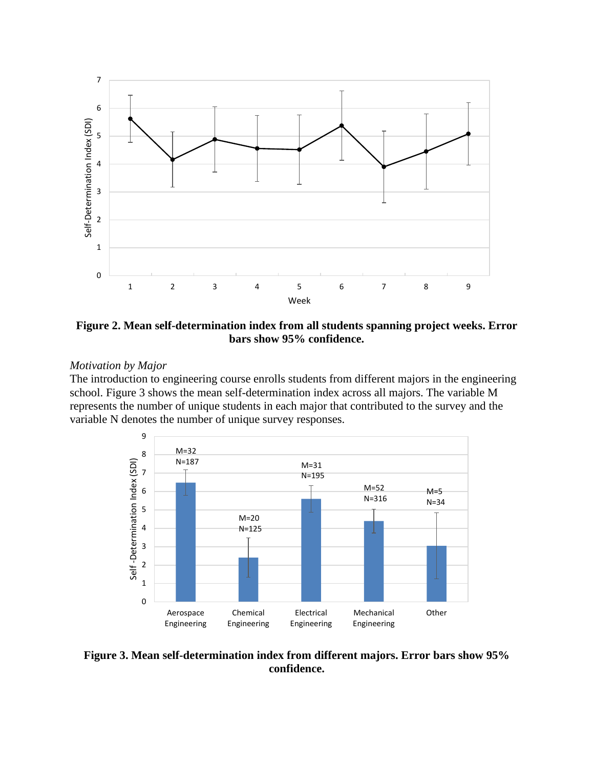**Figure 2. Mean self-determination index from all students spanning project weeks. Error bars show 95% confidence.**

*Motivation by Major*

The introduction to engineering course enrolls students from different majors in the engineering school. Figure 3 shows the mean self-determination index across all majors. The variable M represents the number of unique students in each major that contributed to the survey and the variable N denotes the number of unique survey responses.

**Figure 3. Mean self-determination index from different majors. Error bars show 95% confidence.**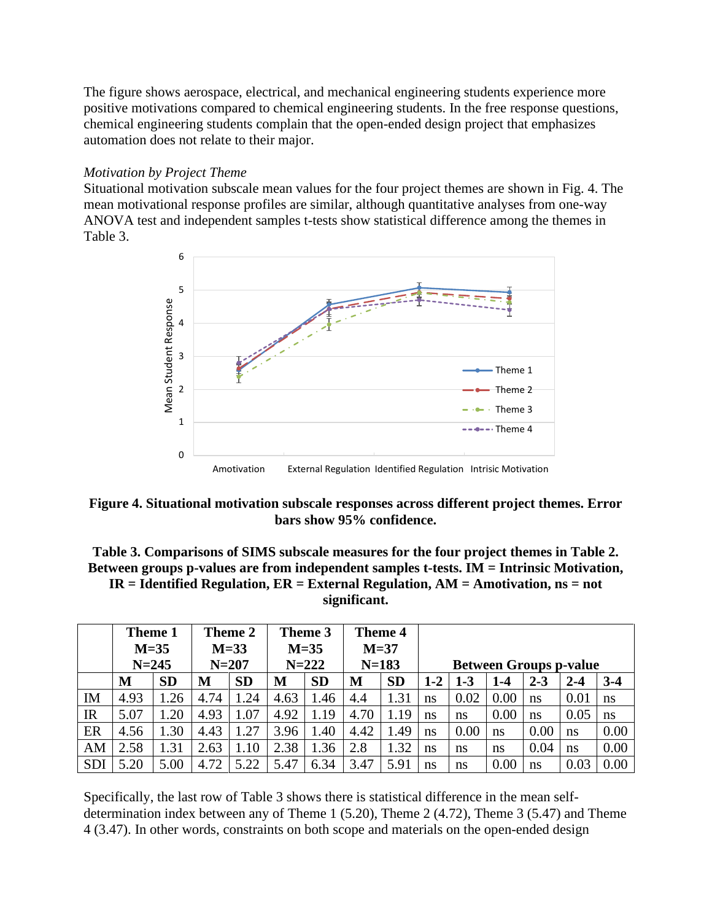The figure shows aerospace, electrical, and mechanical engineering students experience more positive motivations compared to chemical engineering students. In the free response questions, chemical engineering students complain that the open-ended design project that emphasizes automation does not relate to their major.

*Motivation by Project Theme*

Situational motivation subscale mean values for the four project themes are shown in Fig. 4. The mean motivational response profiles are similar, although quantitative analyses from one-way ANOVA test and independent samples t-tests show statistical difference among the themes in Table 3.

**Figure 4. Situational motivation subscale responses across different project themes. Error bars show 95% confidence.**

**Table 3. Comparisons of SIMS subscale measures for the four project themes in Table 2. Between groups p-values are from independent samples t-tests. IM = Intrinsic Motivation, IR = Identified Regulation, ER = External Regulation, AM = Amotivation, ns = not significant.**

| | Theme 1 M=35 N=245 | | Theme 2 M=33 N=207 | | Theme 3 M=35 N=222 | | Theme 4 M=37 N=183 | | Between Groups p-value | | | | | |
|---|---|---|---|---|---|---|---|---|---|---|---|---|---|---|
| | **M** | **SD** | **M** | **SD** | **M** | **SD** | **M** | **SD** | **1-2** | **1-3** | **1-4** | **2-3** | **2-4** | **3-4** |
| IM | 4.93 | 1.26 | 4.74 | 1.24 | 4.63 | 1.46 | 4.4 | 1.31 | ns | 0.02 | 0.00 | ns | 0.01 | ns |
| IR | 5.07 | 1.20 | 4.93 | 1.07 | 4.92 | 1.19 | 4.70 | 1.19 | ns | ns | 0.00 | ns | 0.05 | ns |
| ER | 4.56 | 1.30 | 4.43 | 1.27 | 3.96 | 1.40 | 4.42 | 1.49 | ns | 0.00 | ns | 0.00 | ns | 0.00 |
| AM | 2.58 | 1.31 | 2.63 | 1.10 | 2.38 | 1.36 | 2.8 | 1.32 | ns | ns | ns | 0.04 | ns | 0.00 |
| SDI | 5.20 | 5.00 | 4.72 | 5.22 | 5.47 | 6.34 | 3.47 | 5.91 | ns | ns | 0.00 | ns | 0.03 | 0.00 |

Specifically, the last row of Table 3 shows there is statistical difference in the mean self-determination index between any of Theme 1 (5.20), Theme 2 (4.72), Theme 3 (5.47) and Theme 4 (3.47). In other words, constraints on both scope and materials on the open-ended design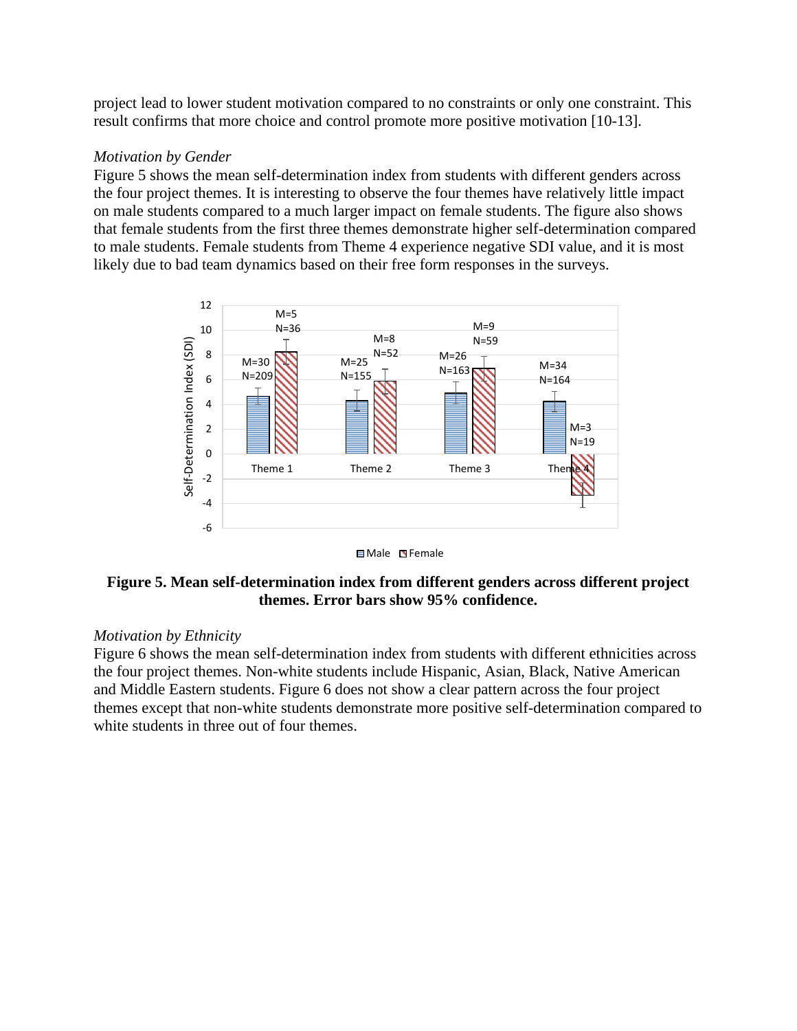project lead to lower student motivation compared to no constraints or only one constraint. This result confirms that more choice and control promote more positive motivation [10-13].

*Motivation by Gender*

Figure 5 shows the mean self-determination index from students with different genders across the four project themes. It is interesting to observe the four themes have relatively little impact on male students compared to a much larger impact on female students. The figure also shows that female students from the first three themes demonstrate higher self-determination compared to male students. Female students from Theme 4 experience negative SDI value, and it is most likely due to bad team dynamics based on their free form responses in the surveys.

**Figure 5. Mean self-determination index from different genders across different project themes. Error bars show 95% confidence.**

*Motivation by Ethnicity*

Figure 6 shows the mean self-determination index from students with different ethnicities across the four project themes. Non-white students include Hispanic, Asian, Black, Native American and Middle Eastern students. Figure 6 does not show a clear pattern across the four project themes except that non-white students demonstrate more positive self-determination compared to white students in three out of four themes.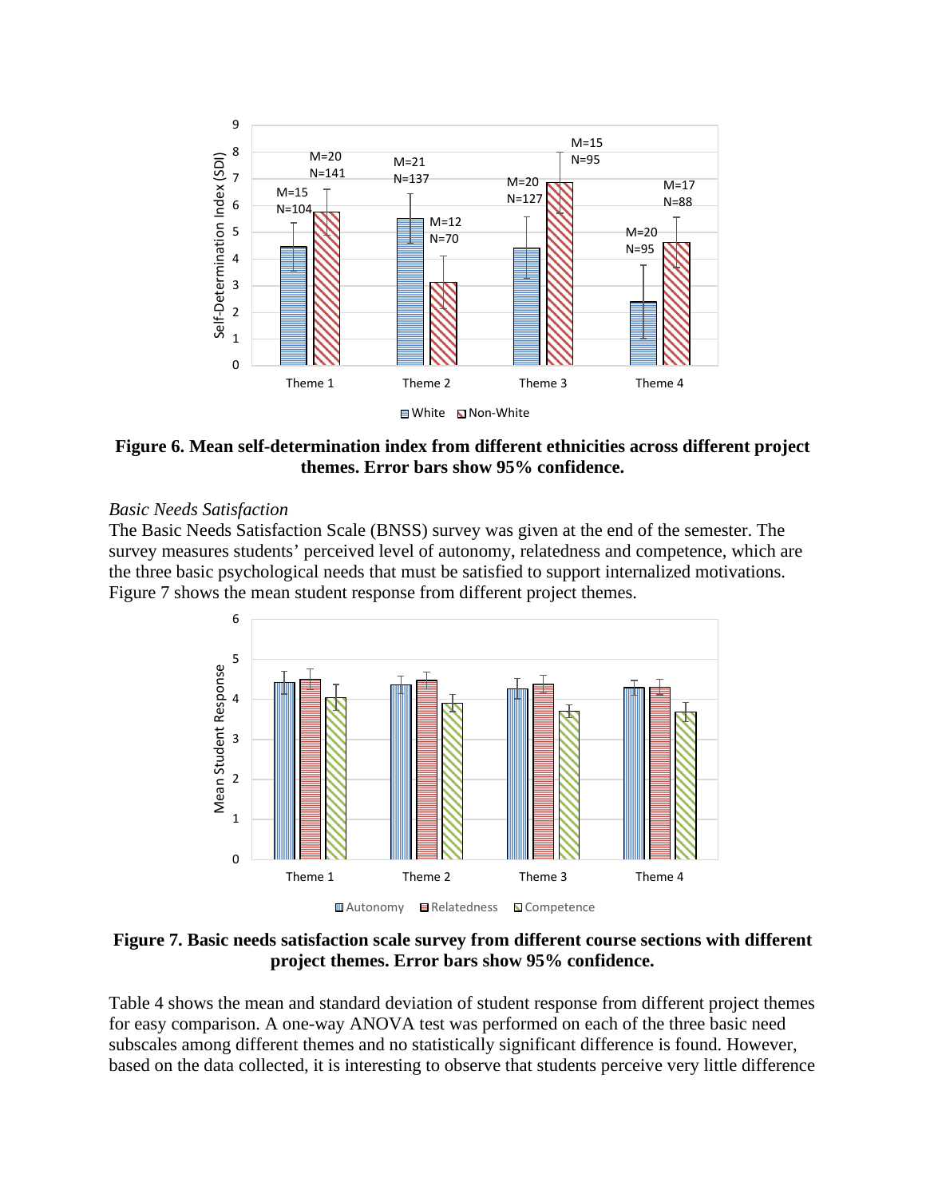**Figure 6. Mean self-determination index from different ethnicities across different project themes. Error bars show 95% confidence.**

*Basic Needs Satisfaction*

The Basic Needs Satisfaction Scale (BNSS) survey was given at the end of the semester. The survey measures students' perceived level of autonomy, relatedness and competence, which are the three basic psychological needs that must be satisfied to support internalized motivations. Figure 7 shows the mean student response from different project themes.

**Figure 7. Basic needs satisfaction scale survey from different course sections with different project themes. Error bars show 95% confidence.**

Table 4 shows the mean and standard deviation of student response from different project themes for easy comparison. A one-way ANOVA test was performed on each of the three basic need subscales among different themes and no statistically significant difference is found. However, based on the data collected, it is interesting to observe that students perceive very little difference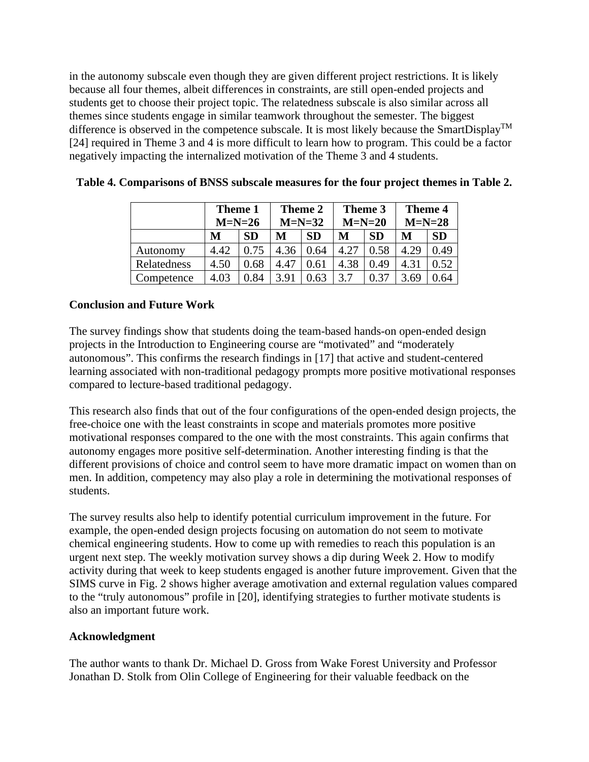in the autonomy subscale even though they are given different project restrictions. It is likely because all four themes, albeit differences in constraints, are still open-ended projects and students get to choose their project topic. The relatedness subscale is also similar across all themes since students engage in similar teamwork throughout the semester. The biggest difference is observed in the competence subscale. It is most likely because the SmartDisplay™ [24] required in Theme 3 and 4 is more difficult to learn how to program. This could be a factor negatively impacting the internalized motivation of the Theme 3 and 4 students.

**Table 4. Comparisons of BNSS subscale measures for the four project themes in Table 2.**

| | Theme 1 M=N=26 | | Theme 2 M=N=32 | | Theme 3 M=N=20 | | Theme 4 M=N=28 | |
|---|---|---|---|---|---|---|---|---|
| | **M** | **SD** | **M** | **SD** | **M** | **SD** | **M** | **SD** |
| Autonomy | 4.42 | 0.75 | 4.36 | 0.64 | 4.27 | 0.58 | 4.29 | 0.49 |
| Relatedness | 4.50 | 0.68 | 4.47 | 0.61 | 4.38 | 0.49 | 4.31 | 0.52 |
| Competence | 4.03 | 0.84 | 3.91 | 0.63 | 3.7 | 0.37 | 3.69 | 0.64 |

## Conclusion and Future Work

The survey findings show that students doing the team-based hands-on open-ended design projects in the Introduction to Engineering course are "motivated" and "moderately autonomous". This confirms the research findings in [17] that active and student-centered learning associated with non-traditional pedagogy prompts more positive motivational responses compared to lecture-based traditional pedagogy.

This research also finds that out of the four configurations of the open-ended design projects, the free-choice one with the least constraints in scope and materials promotes more positive motivational responses compared to the one with the most constraints. This again confirms that autonomy engages more positive self-determination. Another interesting finding is that the different provisions of choice and control seem to have more dramatic impact on women than on men. In addition, competency may also play a role in determining the motivational responses of students.

The survey results also help to identify potential curriculum improvement in the future. For example, the open-ended design projects focusing on automation do not seem to motivate chemical engineering students. How to come up with remedies to reach this population is an urgent next step. The weekly motivation survey shows a dip during Week 2. How to modify activity during that week to keep students engaged is another future improvement. Given that the SIMS curve in Fig. 2 shows higher average amotivation and external regulation values compared to the "truly autonomous" profile in [20], identifying strategies to further motivate students is also an important future work.

## Acknowledgment

The author wants to thank Dr. Michael D. Gross from Wake Forest University and Professor Jonathan D. Stolk from Olin College of Engineering for their valuable feedback on the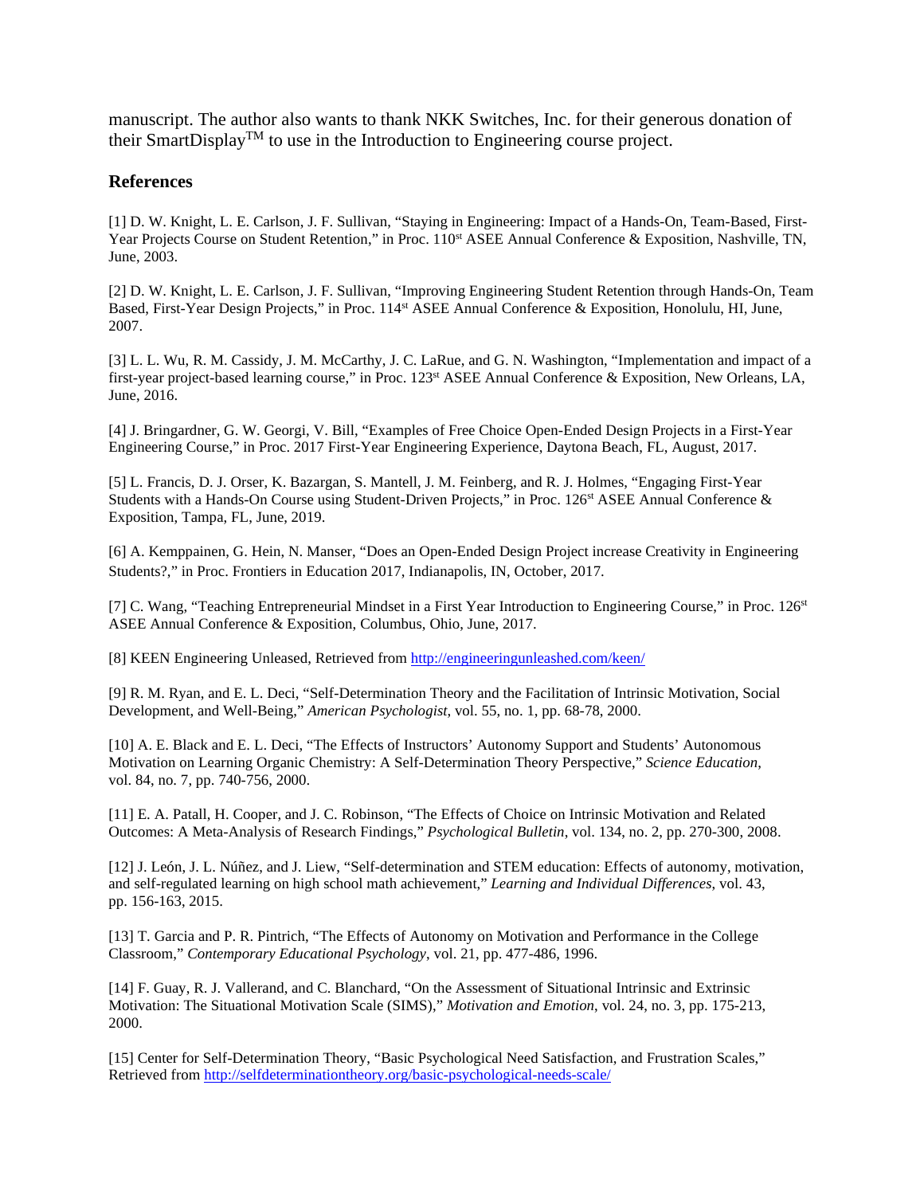manuscript. The author also wants to thank NKK Switches, Inc. for their generous donation of their SmartDisplay™ to use in the Introduction to Engineering course project.

## References

[1] D. W. Knight, L. E. Carlson, J. F. Sullivan, "Staying in Engineering: Impact of a Hands-On, Team-Based, First-Year Projects Course on Student Retention," in Proc. 110st ASEE Annual Conference & Exposition, Nashville, TN, June, 2003.

[2] D. W. Knight, L. E. Carlson, J. F. Sullivan, "Improving Engineering Student Retention through Hands-On, Team Based, First-Year Design Projects," in Proc. 114st ASEE Annual Conference & Exposition, Honolulu, HI, June, 2007.

[3] L. L. Wu, R. M. Cassidy, J. M. McCarthy, J. C. LaRue, and G. N. Washington, "Implementation and impact of a first-year project-based learning course," in Proc. 123st ASEE Annual Conference & Exposition, New Orleans, LA, June, 2016.

[4] J. Bringardner, G. W. Georgi, V. Bill, "Examples of Free Choice Open-Ended Design Projects in a First-Year Engineering Course," in Proc. 2017 First-Year Engineering Experience, Daytona Beach, FL, August, 2017.

[5] L. Francis, D. J. Orser, K. Bazargan, S. Mantell, J. M. Feinberg, and R. J. Holmes, "Engaging First-Year Students with a Hands-On Course using Student-Driven Projects," in Proc. 126st ASEE Annual Conference & Exposition, Tampa, FL, June, 2019.

[6] A. Kemppainen, G. Hein, N. Manser, "Does an Open-Ended Design Project increase Creativity in Engineering Students?," in Proc. Frontiers in Education 2017, Indianapolis, IN, October, 2017.

[7] C. Wang, "Teaching Entrepreneurial Mindset in a First Year Introduction to Engineering Course," in Proc. 126st ASEE Annual Conference & Exposition, Columbus, Ohio, June, 2017.

[8] KEEN Engineering Unleased, Retrieved from http://engineeringunleashed.com/keen/

[9] R. M. Ryan, and E. L. Deci, "Self-Determination Theory and the Facilitation of Intrinsic Motivation, Social Development, and Well-Being," *American Psychologist*, vol. 55, no. 1, pp. 68-78, 2000.

[10] A. E. Black and E. L. Deci, "The Effects of Instructors' Autonomy Support and Students' Autonomous Motivation on Learning Organic Chemistry: A Self-Determination Theory Perspective," *Science Education*, vol. 84, no. 7, pp. 740-756, 2000.

[11] E. A. Patall, H. Cooper, and J. C. Robinson, "The Effects of Choice on Intrinsic Motivation and Related Outcomes: A Meta-Analysis of Research Findings," *Psychological Bulletin*, vol. 134, no. 2, pp. 270-300, 2008.

[12] J. León, J. L. Núñez, and J. Liew, "Self-determination and STEM education: Effects of autonomy, motivation, and self-regulated learning on high school math achievement," *Learning and Individual Differences*, vol. 43, pp. 156-163, 2015.

[13] T. Garcia and P. R. Pintrich, "The Effects of Autonomy on Motivation and Performance in the College Classroom," *Contemporary Educational Psychology*, vol. 21, pp. 477-486, 1996.

[14] F. Guay, R. J. Vallerand, and C. Blanchard, "On the Assessment of Situational Intrinsic and Extrinsic Motivation: The Situational Motivation Scale (SIMS)," *Motivation and Emotion*, vol. 24, no. 3, pp. 175-213, 2000.

[15] Center for Self-Determination Theory, "Basic Psychological Need Satisfaction, and Frustration Scales," Retrieved from http://selfdeterminationtheory.org/basic-psychological-needs-scale/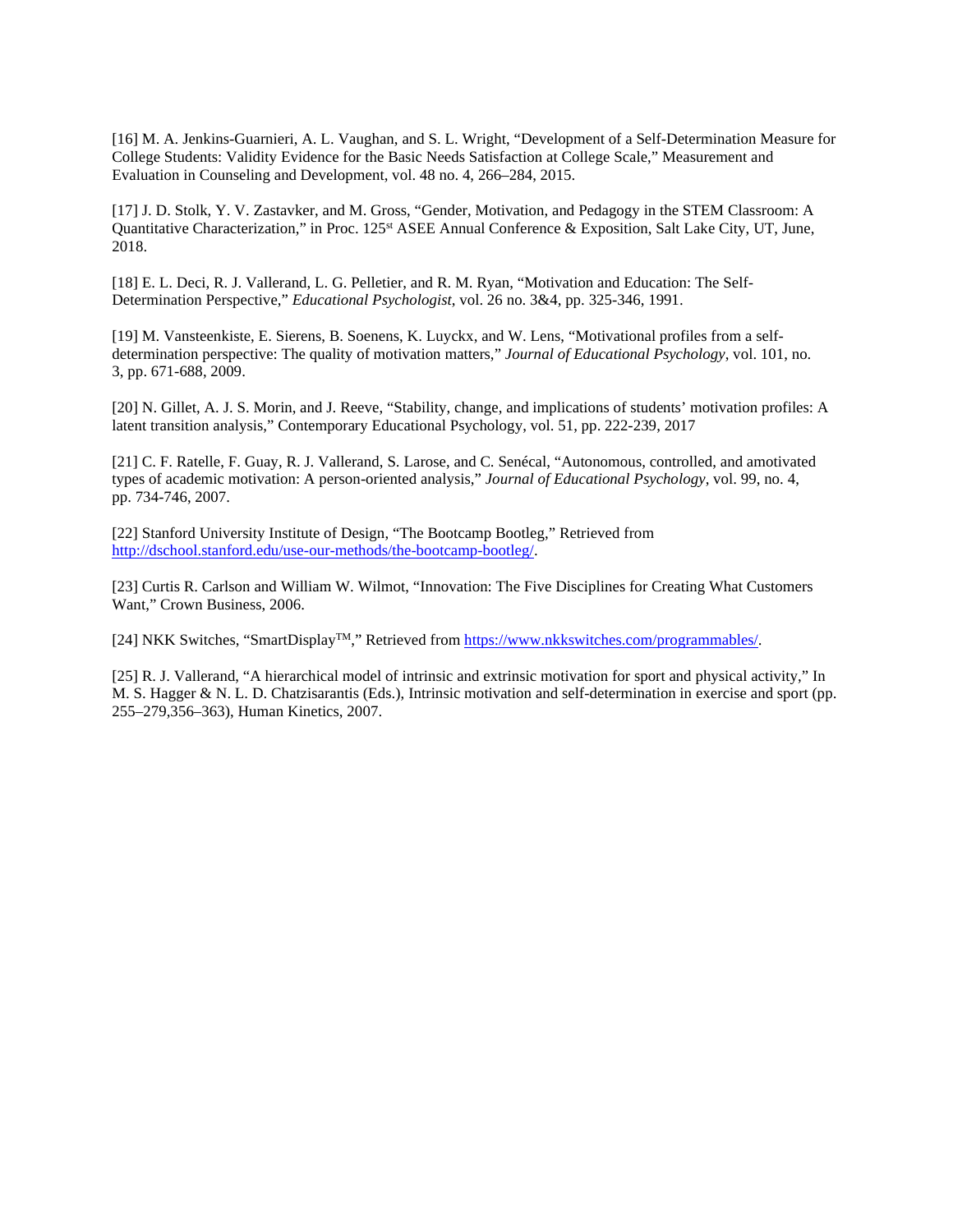[16] M. A. Jenkins-Guarnieri, A. L. Vaughan, and S. L. Wright, "Development of a Self-Determination Measure for College Students: Validity Evidence for the Basic Needs Satisfaction at College Scale," Measurement and Evaluation in Counseling and Development, vol. 48 no. 4, 266–284, 2015.

[17] J. D. Stolk, Y. V. Zastavker, and M. Gross, "Gender, Motivation, and Pedagogy in the STEM Classroom: A Quantitative Characterization," in Proc. 125st ASEE Annual Conference & Exposition, Salt Lake City, UT, June, 2018.

[18] E. L. Deci, R. J. Vallerand, L. G. Pelletier, and R. M. Ryan, "Motivation and Education: The Self-Determination Perspective," *Educational Psychologist*, vol. 26 no. 3&4, pp. 325-346, 1991.

[19] M. Vansteenkiste, E. Sierens, B. Soenens, K. Luyckx, and W. Lens, "Motivational profiles from a self-determination perspective: The quality of motivation matters," *Journal of Educational Psychology*, vol. 101, no. 3, pp. 671-688, 2009.

[20] N. Gillet, A. J. S. Morin, and J. Reeve, "Stability, change, and implications of students' motivation profiles: A latent transition analysis," Contemporary Educational Psychology, vol. 51, pp. 222-239, 2017

[21] C. F. Ratelle, F. Guay, R. J. Vallerand, S. Larose, and C. Senécal, "Autonomous, controlled, and amotivated types of academic motivation: A person-oriented analysis," *Journal of Educational Psychology*, vol. 99, no. 4, pp. 734-746, 2007.

[22] Stanford University Institute of Design, "The Bootcamp Bootleg," Retrieved from http://dschool.stanford.edu/use-our-methods/the-bootcamp-bootleg/.

[23] Curtis R. Carlson and William W. Wilmot, "Innovation: The Five Disciplines for Creating What Customers Want," Crown Business, 2006.

[24] NKK Switches, "SmartDisplay™," Retrieved from https://www.nkkswitches.com/programmables/.

[25] R. J. Vallerand, "A hierarchical model of intrinsic and extrinsic motivation for sport and physical activity," In M. S. Hagger & N. L. D. Chatzisarantis (Eds.), Intrinsic motivation and self-determination in exercise and sport (pp. 255–279,356–363), Human Kinetics, 2007.